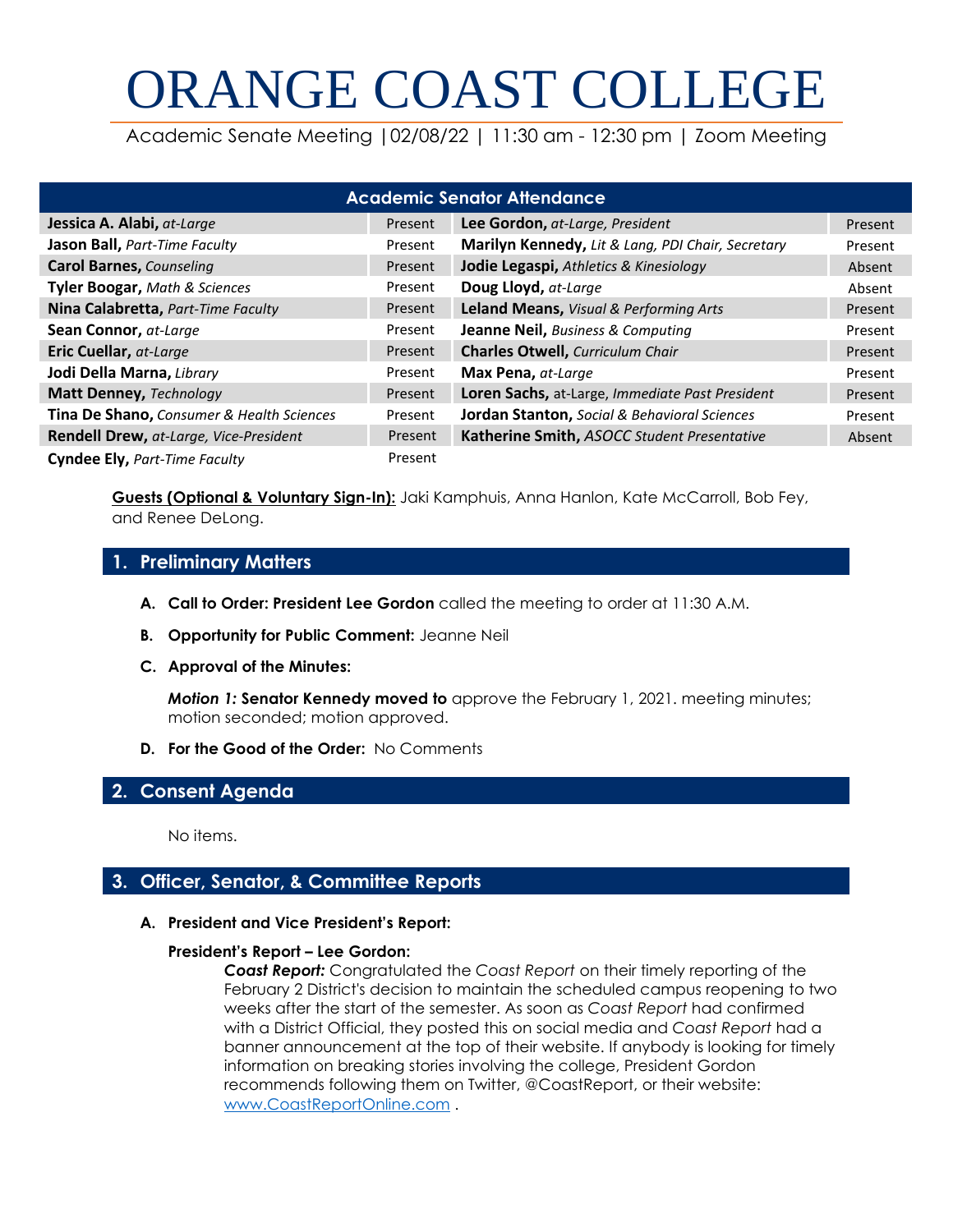# ORANGE COAST COLLEGE

Academic Senate Meeting |02/08/22 | 11:30 am - 12:30 pm | Zoom Meeting

| Academic Senator Attendance | | | |
|---|---|---|---|
| **Jessica A. Alabi,** *at-Large* | Present | **Lee Gordon,** *at-Large, President* | Present |
| **Jason Ball,** *Part-Time Faculty* | Present | **Marilyn Kennedy,** *Lit & Lang, PDI Chair, Secretary* | Present |
| **Carol Barnes,** *Counseling* | Present | **Jodie Legaspi,** *Athletics & Kinesiology* | Absent |
| **Tyler Boogar,** *Math & Sciences* | Present | **Doug Lloyd,** *at-Large* | Absent |
| **Nina Calabretta,** *Part-Time Faculty* | Present | **Leland Means,** *Visual & Performing Arts* | Present |
| **Sean Connor,** *at-Large* | Present | **Jeanne Neil,** *Business & Computing* | Present |
| **Eric Cuellar,** *at-Large* | Present | **Charles Otwell,** *Curriculum Chair* | Present |
| **Jodi Della Marna,** *Library* | Present | **Max Pena,** *at-Large* | Present |
| **Matt Denney,** *Technology* | Present | **Loren Sachs,** at-Large, *Immediate Past President* | Present |
| **Tina De Shano,** *Consumer & Health Sciences* | Present | **Jordan Stanton,** *Social & Behavioral Sciences* | Present |
| **Rendell Drew,** *at-Large, Vice-President* | Present | **Katherine Smith,** *ASOCC Student Presentative* | Absent |
| **Cyndee Ely,** *Part-Time Faculty* | Present | | |

**Guests (Optional & Voluntary Sign-In):** Jaki Kamphuis, Anna Hanlon, Kate McCarroll, Bob Fey, and Renee DeLong.

## 1. Preliminary Matters

**A. Call to Order: President Lee Gordon** called the meeting to order at 11:30 A.M.

**B. Opportunity for Public Comment:** Jeanne Neil

**C. Approval of the Minutes:**

***Motion 1:*** **Senator Kennedy moved to** approve the February 1, 2021. meeting minutes; motion seconded; motion approved.

**D. For the Good of the Order:** No Comments

## 2. Consent Agenda

No items.

## 3. Officer, Senator, & Committee Reports

**A. President and Vice President's Report:**

**President's Report – Lee Gordon:**

***Coast Report:*** Congratulated the *Coast Report* on their timely reporting of the February 2 District's decision to maintain the scheduled campus reopening to two weeks after the start of the semester. As soon as *Coast Report* had confirmed with a District Official, they posted this on social media and *Coast Report* had a banner announcement at the top of their website. If anybody is looking for timely information on breaking stories involving the college, President Gordon recommends following them on Twitter, @CoastReport, or their website: [www.CoastReportOnline.com](www.CoastReportOnline.com) .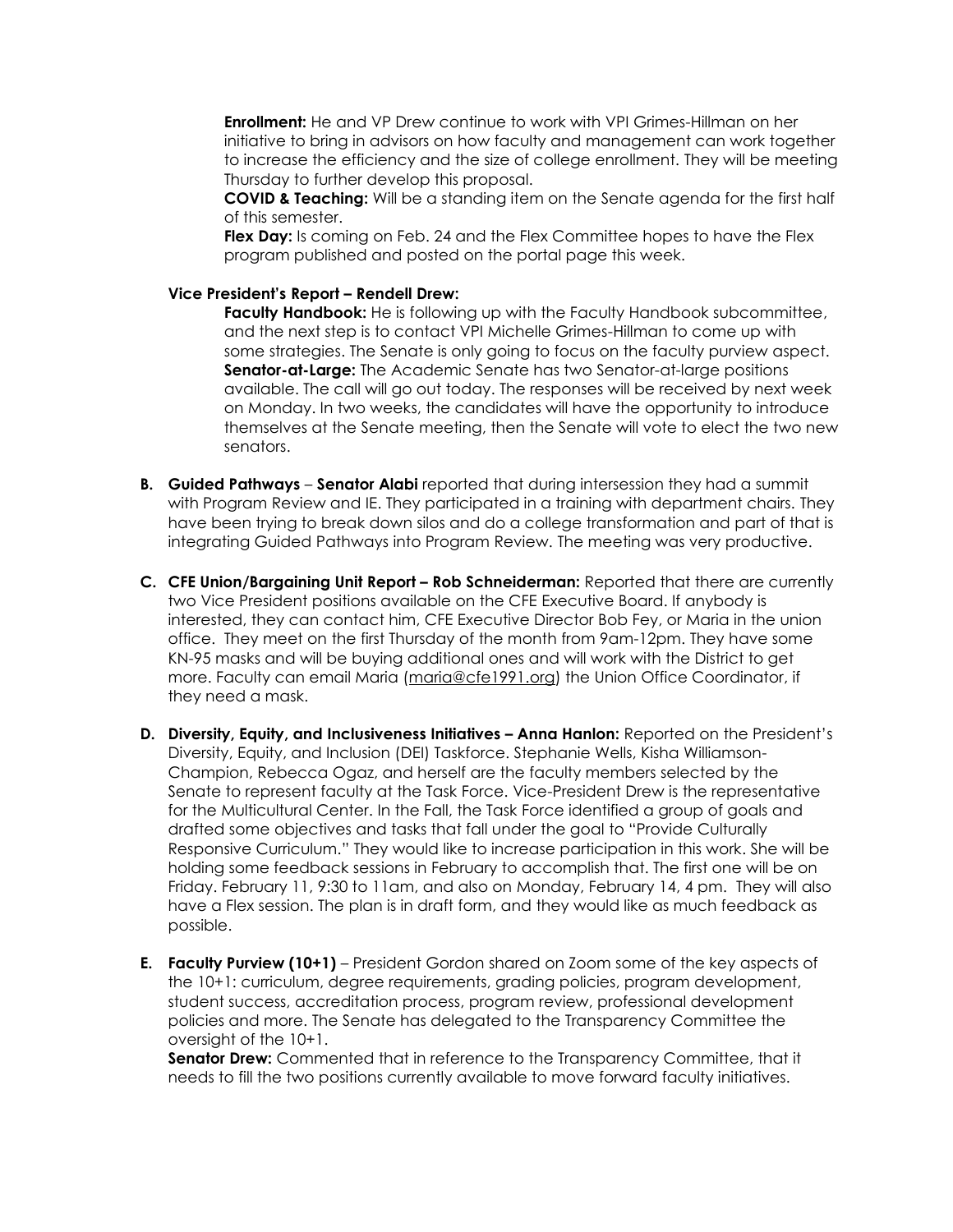**Enrollment:** He and VP Drew continue to work with VPI Grimes-Hillman on her initiative to bring in advisors on how faculty and management can work together to increase the efficiency and the size of college enrollment. They will be meeting Thursday to further develop this proposal.

**COVID & Teaching:** Will be a standing item on the Senate agenda for the first half of this semester.

**Flex Day:** Is coming on Feb. 24 and the Flex Committee hopes to have the Flex program published and posted on the portal page this week.

**Vice President's Report – Rendell Drew:**

**Faculty Handbook:** He is following up with the Faculty Handbook subcommittee, and the next step is to contact VPI Michelle Grimes-Hillman to come up with some strategies. The Senate is only going to focus on the faculty purview aspect.

**Senator-at-Large:** The Academic Senate has two Senator-at-large positions available. The call will go out today. The responses will be received by next week on Monday. In two weeks, the candidates will have the opportunity to introduce themselves at the Senate meeting, then the Senate will vote to elect the two new senators.

**B. Guided Pathways** – **Senator Alabi** reported that during intersession they had a summit with Program Review and IE. They participated in a training with department chairs. They have been trying to break down silos and do a college transformation and part of that is integrating Guided Pathways into Program Review. The meeting was very productive.

**C. CFE Union/Bargaining Unit Report – Rob Schneiderman:** Reported that there are currently two Vice President positions available on the CFE Executive Board. If anybody is interested, they can contact him, CFE Executive Director Bob Fey, or Maria in the union office. They meet on the first Thursday of the month from 9am-12pm. They have some KN-95 masks and will be buying additional ones and will work with the District to get more. Faculty can email Maria (maria@cfe1991.org) the Union Office Coordinator, if they need a mask.

**D. Diversity, Equity, and Inclusiveness Initiatives – Anna Hanlon:** Reported on the President's Diversity, Equity, and Inclusion (DEI) Taskforce. Stephanie Wells, Kisha Williamson-Champion, Rebecca Ogaz, and herself are the faculty members selected by the Senate to represent faculty at the Task Force. Vice-President Drew is the representative for the Multicultural Center. In the Fall, the Task Force identified a group of goals and drafted some objectives and tasks that fall under the goal to "Provide Culturally Responsive Curriculum." They would like to increase participation in this work. She will be holding some feedback sessions in February to accomplish that. The first one will be on Friday. February 11, 9:30 to 11am, and also on Monday, February 14, 4 pm. They will also have a Flex session. The plan is in draft form, and they would like as much feedback as possible.

**E. Faculty Purview (10+1)** – President Gordon shared on Zoom some of the key aspects of the 10+1: curriculum, degree requirements, grading policies, program development, student success, accreditation process, program review, professional development policies and more. The Senate has delegated to the Transparency Committee the oversight of the 10+1.

**Senator Drew:** Commented that in reference to the Transparency Committee, that it needs to fill the two positions currently available to move forward faculty initiatives.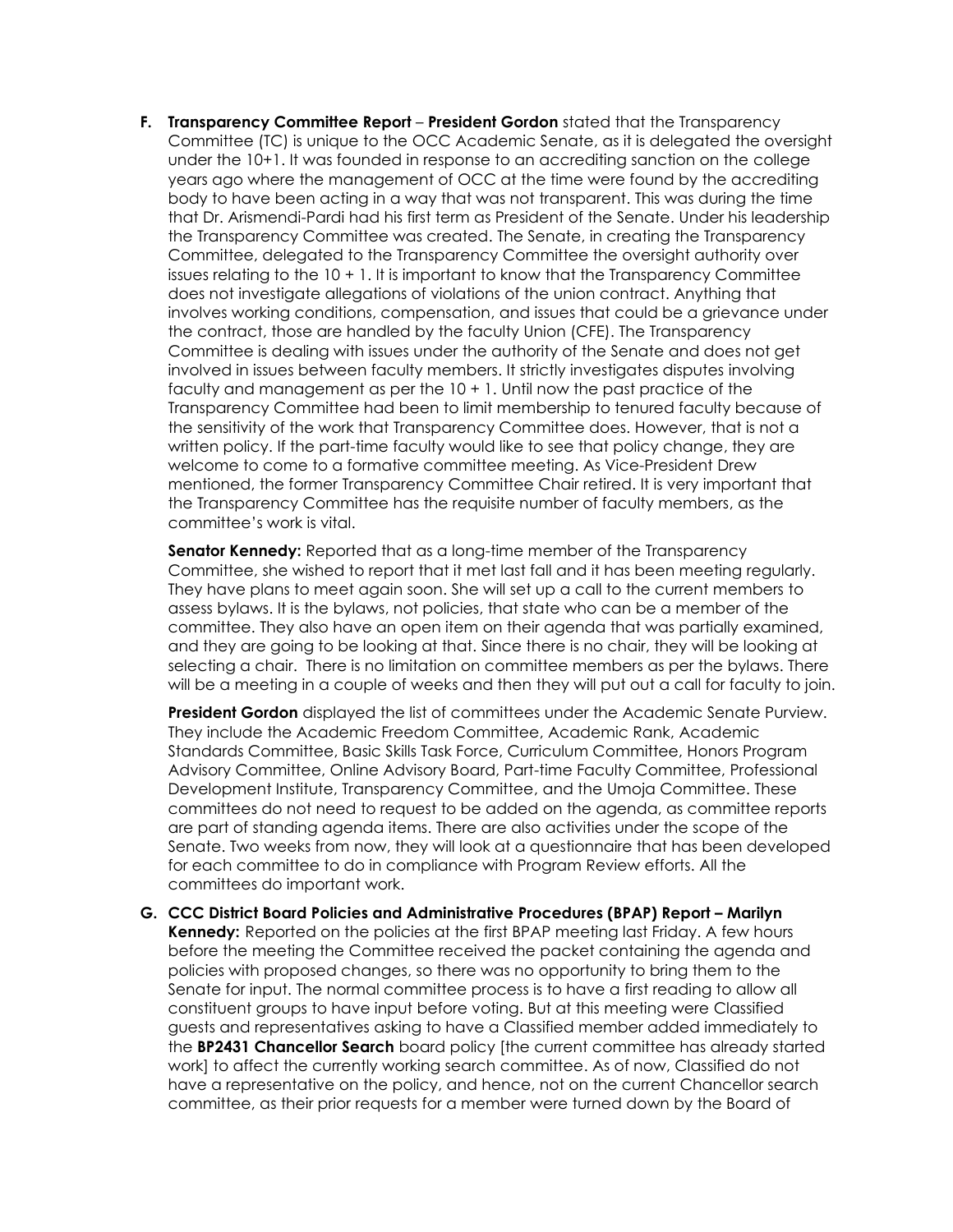**F. Transparency Committee Report** – **President Gordon** stated that the Transparency Committee (TC) is unique to the OCC Academic Senate, as it is delegated the oversight under the 10+1. It was founded in response to an accrediting sanction on the college years ago where the management of OCC at the time were found by the accrediting body to have been acting in a way that was not transparent. This was during the time that Dr. Arismendi-Pardi had his first term as President of the Senate. Under his leadership the Transparency Committee was created. The Senate, in creating the Transparency Committee, delegated to the Transparency Committee the oversight authority over issues relating to the 10 + 1. It is important to know that the Transparency Committee does not investigate allegations of violations of the union contract. Anything that involves working conditions, compensation, and issues that could be a grievance under the contract, those are handled by the faculty Union (CFE). The Transparency Committee is dealing with issues under the authority of the Senate and does not get involved in issues between faculty members. It strictly investigates disputes involving faculty and management as per the 10 + 1. Until now the past practice of the Transparency Committee had been to limit membership to tenured faculty because of the sensitivity of the work that Transparency Committee does. However, that is not a written policy. If the part-time faculty would like to see that policy change, they are welcome to come to a formative committee meeting. As Vice-President Drew mentioned, the former Transparency Committee Chair retired. It is very important that the Transparency Committee has the requisite number of faculty members, as the committee's work is vital.

**Senator Kennedy:** Reported that as a long-time member of the Transparency Committee, she wished to report that it met last fall and it has been meeting regularly. They have plans to meet again soon. She will set up a call to the current members to assess bylaws. It is the bylaws, not policies, that state who can be a member of the committee. They also have an open item on their agenda that was partially examined, and they are going to be looking at that. Since there is no chair, they will be looking at selecting a chair. There is no limitation on committee members as per the bylaws. There will be a meeting in a couple of weeks and then they will put out a call for faculty to join.

**President Gordon** displayed the list of committees under the Academic Senate Purview. They include the Academic Freedom Committee, Academic Rank, Academic Standards Committee, Basic Skills Task Force, Curriculum Committee, Honors Program Advisory Committee, Online Advisory Board, Part-time Faculty Committee, Professional Development Institute, Transparency Committee, and the Umoja Committee. These committees do not need to request to be added on the agenda, as committee reports are part of standing agenda items. There are also activities under the scope of the Senate. Two weeks from now, they will look at a questionnaire that has been developed for each committee to do in compliance with Program Review efforts. All the committees do important work.

**G. CCC District Board Policies and Administrative Procedures (BPAP) Report – Marilyn Kennedy:** Reported on the policies at the first BPAP meeting last Friday. A few hours before the meeting the Committee received the packet containing the agenda and policies with proposed changes, so there was no opportunity to bring them to the Senate for input. The normal committee process is to have a first reading to allow all constituent groups to have input before voting. But at this meeting were Classified guests and representatives asking to have a Classified member added immediately to the **BP2431 Chancellor Search** board policy [the current committee has already started work] to affect the currently working search committee. As of now, Classified do not have a representative on the policy, and hence, not on the current Chancellor search committee, as their prior requests for a member were turned down by the Board of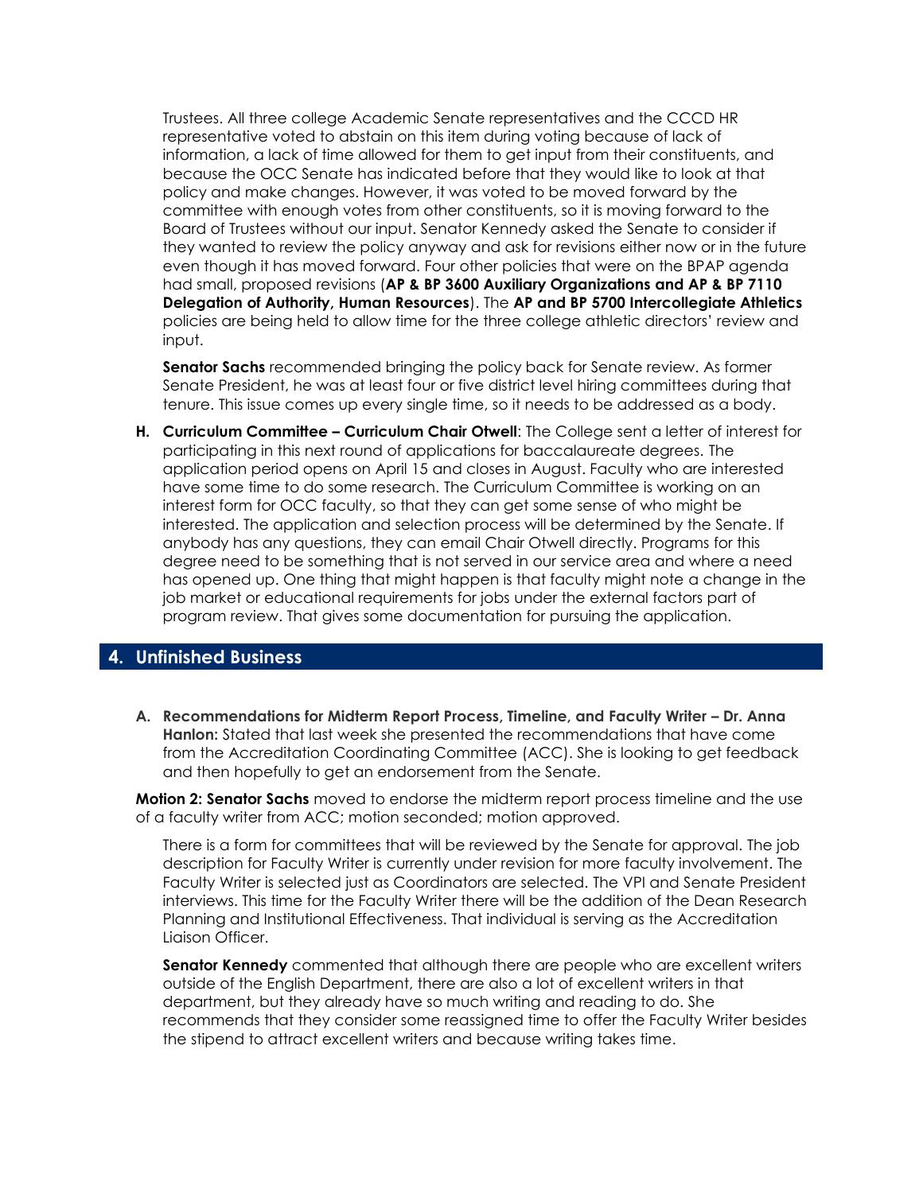Trustees. All three college Academic Senate representatives and the CCCD HR representative voted to abstain on this item during voting because of lack of information, a lack of time allowed for them to get input from their constituents, and because the OCC Senate has indicated before that they would like to look at that policy and make changes. However, it was voted to be moved forward by the committee with enough votes from other constituents, so it is moving forward to the Board of Trustees without our input. Senator Kennedy asked the Senate to consider if they wanted to review the policy anyway and ask for revisions either now or in the future even though it has moved forward. Four other policies that were on the BPAP agenda had small, proposed revisions (**AP & BP 3600 Auxiliary Organizations and AP & BP 7110 Delegation of Authority, Human Resources**). The **AP and BP 5700 Intercollegiate Athletics** policies are being held to allow time for the three college athletic directors' review and input.

**Senator Sachs** recommended bringing the policy back for Senate review. As former Senate President, he was at least four or five district level hiring committees during that tenure. This issue comes up every single time, so it needs to be addressed as a body.

**H. Curriculum Committee – Curriculum Chair Otwell**: The College sent a letter of interest for participating in this next round of applications for baccalaureate degrees. The application period opens on April 15 and closes in August. Faculty who are interested have some time to do some research. The Curriculum Committee is working on an interest form for OCC faculty, so that they can get some sense of who might be interested. The application and selection process will be determined by the Senate. If anybody has any questions, they can email Chair Otwell directly. Programs for this degree need to be something that is not served in our service area and where a need has opened up. One thing that might happen is that faculty might note a change in the job market or educational requirements for jobs under the external factors part of program review. That gives some documentation for pursuing the application.

## 4. Unfinished Business

**A. Recommendations for Midterm Report Process, Timeline, and Faculty Writer – Dr. Anna Hanlon:** Stated that last week she presented the recommendations that have come from the Accreditation Coordinating Committee (ACC). She is looking to get feedback and then hopefully to get an endorsement from the Senate.

**Motion 2: Senator Sachs** moved to endorse the midterm report process timeline and the use of a faculty writer from ACC; motion seconded; motion approved.

There is a form for committees that will be reviewed by the Senate for approval. The job description for Faculty Writer is currently under revision for more faculty involvement. The Faculty Writer is selected just as Coordinators are selected. The VPI and Senate President interviews. This time for the Faculty Writer there will be the addition of the Dean Research Planning and Institutional Effectiveness. That individual is serving as the Accreditation Liaison Officer.

**Senator Kennedy** commented that although there are people who are excellent writers outside of the English Department, there are also a lot of excellent writers in that department, but they already have so much writing and reading to do. She recommends that they consider some reassigned time to offer the Faculty Writer besides the stipend to attract excellent writers and because writing takes time.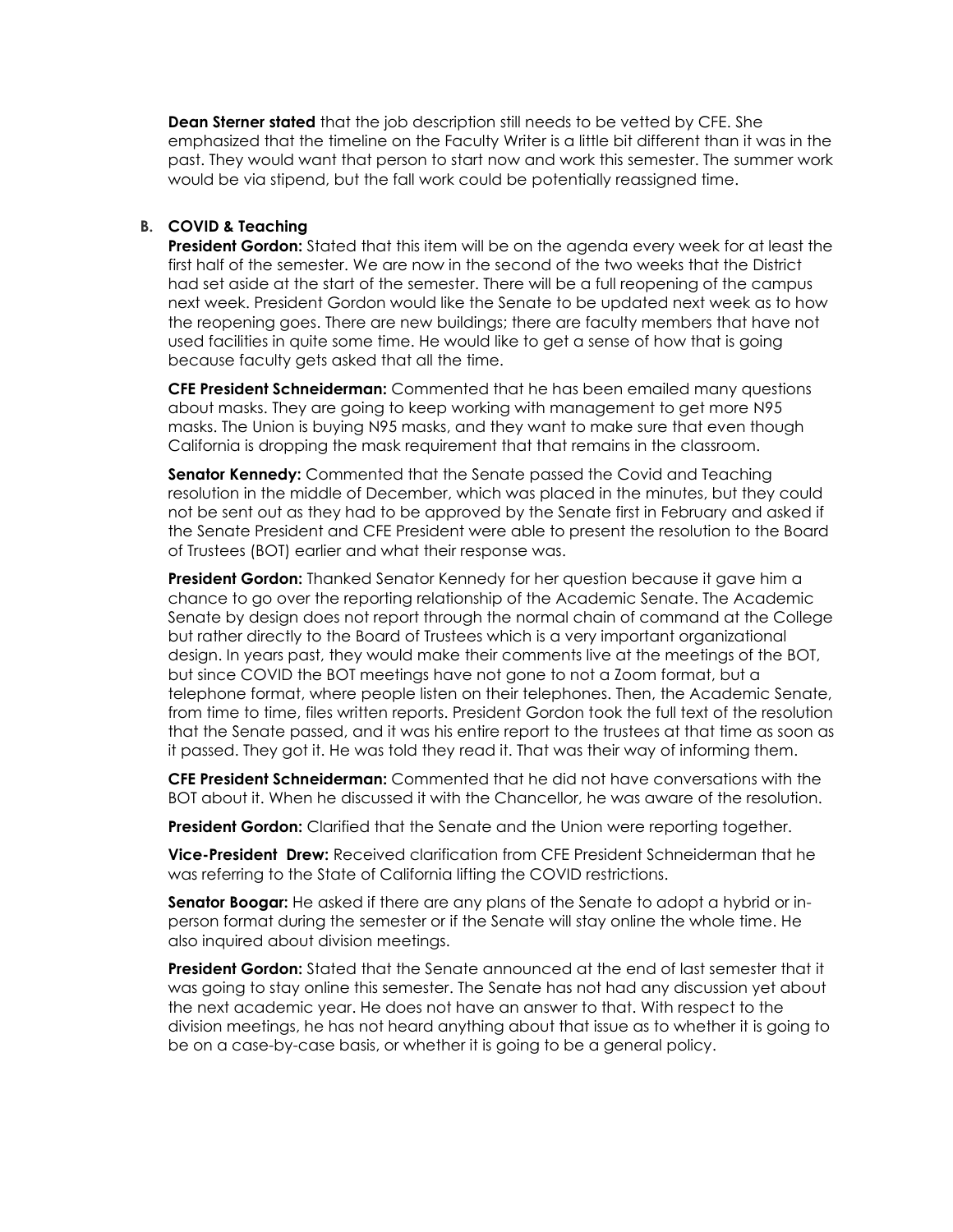**Dean Sterner stated** that the job description still needs to be vetted by CFE. She emphasized that the timeline on the Faculty Writer is a little bit different than it was in the past. They would want that person to start now and work this semester. The summer work would be via stipend, but the fall work could be potentially reassigned time.

**B. COVID & Teaching**

**President Gordon:** Stated that this item will be on the agenda every week for at least the first half of the semester. We are now in the second of the two weeks that the District had set aside at the start of the semester. There will be a full reopening of the campus next week. President Gordon would like the Senate to be updated next week as to how the reopening goes. There are new buildings; there are faculty members that have not used facilities in quite some time. He would like to get a sense of how that is going because faculty gets asked that all the time.

**CFE President Schneiderman:** Commented that he has been emailed many questions about masks. They are going to keep working with management to get more N95 masks. The Union is buying N95 masks, and they want to make sure that even though California is dropping the mask requirement that that remains in the classroom.

**Senator Kennedy:** Commented that the Senate passed the Covid and Teaching resolution in the middle of December, which was placed in the minutes, but they could not be sent out as they had to be approved by the Senate first in February and asked if the Senate President and CFE President were able to present the resolution to the Board of Trustees (BOT) earlier and what their response was.

**President Gordon:** Thanked Senator Kennedy for her question because it gave him a chance to go over the reporting relationship of the Academic Senate. The Academic Senate by design does not report through the normal chain of command at the College but rather directly to the Board of Trustees which is a very important organizational design. In years past, they would make their comments live at the meetings of the BOT, but since COVID the BOT meetings have not gone to not a Zoom format, but a telephone format, where people listen on their telephones. Then, the Academic Senate, from time to time, files written reports. President Gordon took the full text of the resolution that the Senate passed, and it was his entire report to the trustees at that time as soon as it passed. They got it. He was told they read it. That was their way of informing them.

**CFE President Schneiderman:** Commented that he did not have conversations with the BOT about it. When he discussed it with the Chancellor, he was aware of the resolution.

**President Gordon:** Clarified that the Senate and the Union were reporting together.

**Vice-President Drew:** Received clarification from CFE President Schneiderman that he was referring to the State of California lifting the COVID restrictions.

**Senator Boogar:** He asked if there are any plans of the Senate to adopt a hybrid or in-person format during the semester or if the Senate will stay online the whole time. He also inquired about division meetings.

**President Gordon:** Stated that the Senate announced at the end of last semester that it was going to stay online this semester. The Senate has not had any discussion yet about the next academic year. He does not have an answer to that. With respect to the division meetings, he has not heard anything about that issue as to whether it is going to be on a case-by-case basis, or whether it is going to be a general policy.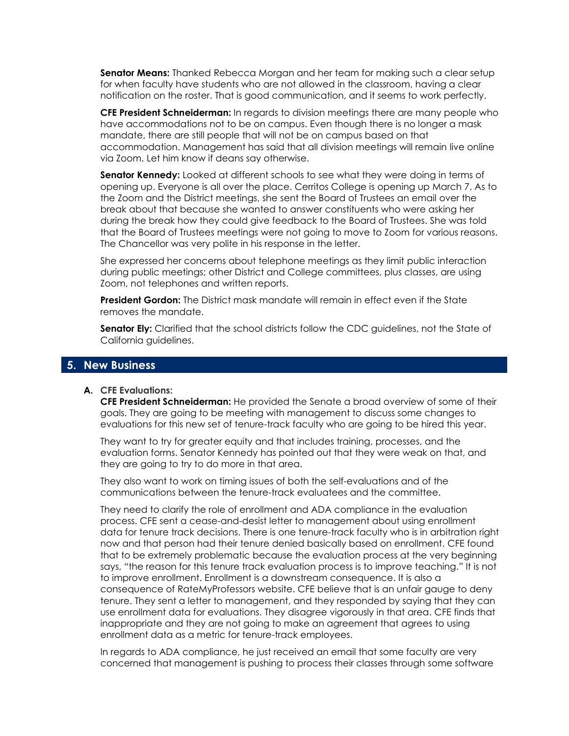**Senator Means:** Thanked Rebecca Morgan and her team for making such a clear setup for when faculty have students who are not allowed in the classroom, having a clear notification on the roster. That is good communication, and it seems to work perfectly.

**CFE President Schneiderman:** In regards to division meetings there are many people who have accommodations not to be on campus. Even though there is no longer a mask mandate, there are still people that will not be on campus based on that accommodation. Management has said that all division meetings will remain live online via Zoom. Let him know if deans say otherwise.

**Senator Kennedy:** Looked at different schools to see what they were doing in terms of opening up. Everyone is all over the place. Cerritos College is opening up March 7. As to the Zoom and the District meetings, she sent the Board of Trustees an email over the break about that because she wanted to answer constituents who were asking her during the break how they could give feedback to the Board of Trustees. She was told that the Board of Trustees meetings were not going to move to Zoom for various reasons. The Chancellor was very polite in his response in the letter.

She expressed her concerns about telephone meetings as they limit public interaction during public meetings; other District and College committees, plus classes, are using Zoom, not telephones and written reports.

**President Gordon:** The District mask mandate will remain in effect even if the State removes the mandate.

**Senator Ely:** Clarified that the school districts follow the CDC guidelines, not the State of California guidelines.

## 5. New Business

**A. CFE Evaluations:**

**CFE President Schneiderman:** He provided the Senate a broad overview of some of their goals. They are going to be meeting with management to discuss some changes to evaluations for this new set of tenure-track faculty who are going to be hired this year.

They want to try for greater equity and that includes training, processes, and the evaluation forms. Senator Kennedy has pointed out that they were weak on that, and they are going to try to do more in that area.

They also want to work on timing issues of both the self-evaluations and of the communications between the tenure-track evaluatees and the committee.

They need to clarify the role of enrollment and ADA compliance in the evaluation process. CFE sent a cease-and-desist letter to management about using enrollment data for tenure track decisions. There is one tenure-track faculty who is in arbitration right now and that person had their tenure denied basically based on enrollment. CFE found that to be extremely problematic because the evaluation process at the very beginning says, "the reason for this tenure track evaluation process is to improve teaching." It is not to improve enrollment. Enrollment is a downstream consequence. It is also a consequence of RateMyProfessors website. CFE believe that is an unfair gauge to deny tenure. They sent a letter to management, and they responded by saying that they can use enrollment data for evaluations. They disagree vigorously in that area. CFE finds that inappropriate and they are not going to make an agreement that agrees to using enrollment data as a metric for tenure-track employees.

In regards to ADA compliance, he just received an email that some faculty are very concerned that management is pushing to process their classes through some software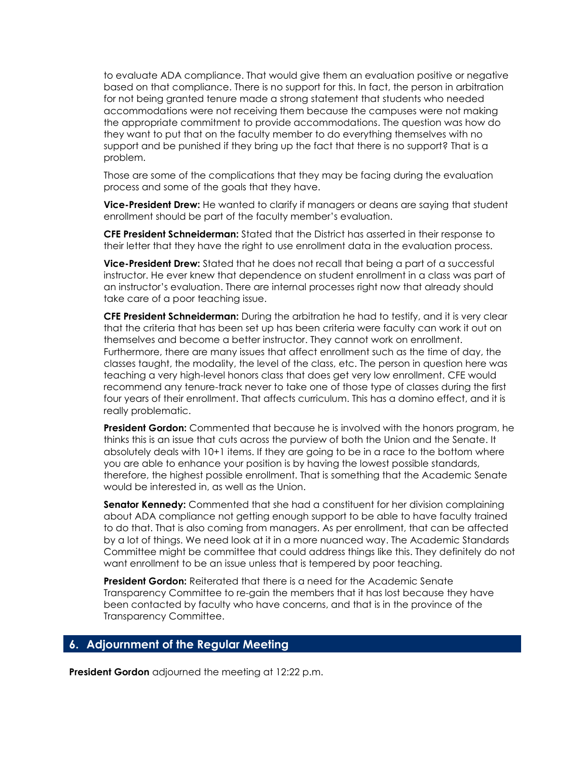to evaluate ADA compliance. That would give them an evaluation positive or negative based on that compliance. There is no support for this. In fact, the person in arbitration for not being granted tenure made a strong statement that students who needed accommodations were not receiving them because the campuses were not making the appropriate commitment to provide accommodations. The question was how do they want to put that on the faculty member to do everything themselves with no support and be punished if they bring up the fact that there is no support? That is a problem.

Those are some of the complications that they may be facing during the evaluation process and some of the goals that they have.

**Vice-President Drew:** He wanted to clarify if managers or deans are saying that student enrollment should be part of the faculty member's evaluation.

**CFE President Schneiderman:** Stated that the District has asserted in their response to their letter that they have the right to use enrollment data in the evaluation process.

**Vice-President Drew:** Stated that he does not recall that being a part of a successful instructor. He ever knew that dependence on student enrollment in a class was part of an instructor's evaluation. There are internal processes right now that already should take care of a poor teaching issue.

**CFE President Schneiderman:** During the arbitration he had to testify, and it is very clear that the criteria that has been set up has been criteria were faculty can work it out on themselves and become a better instructor. They cannot work on enrollment. Furthermore, there are many issues that affect enrollment such as the time of day, the classes taught, the modality, the level of the class, etc. The person in question here was teaching a very high-level honors class that does get very low enrollment. CFE would recommend any tenure-track never to take one of those type of classes during the first four years of their enrollment. That affects curriculum. This has a domino effect, and it is really problematic.

**President Gordon:** Commented that because he is involved with the honors program, he thinks this is an issue that cuts across the purview of both the Union and the Senate. It absolutely deals with 10+1 items. If they are going to be in a race to the bottom where you are able to enhance your position is by having the lowest possible standards, therefore, the highest possible enrollment. That is something that the Academic Senate would be interested in, as well as the Union.

**Senator Kennedy:** Commented that she had a constituent for her division complaining about ADA compliance not getting enough support to be able to have faculty trained to do that. That is also coming from managers. As per enrollment, that can be affected by a lot of things. We need look at it in a more nuanced way. The Academic Standards Committee might be committee that could address things like this. They definitely do not want enrollment to be an issue unless that is tempered by poor teaching.

**President Gordon:** Reiterated that there is a need for the Academic Senate Transparency Committee to re-gain the members that it has lost because they have been contacted by faculty who have concerns, and that is in the province of the Transparency Committee.

## 6. Adjournment of the Regular Meeting

**President Gordon** adjourned the meeting at 12:22 p.m.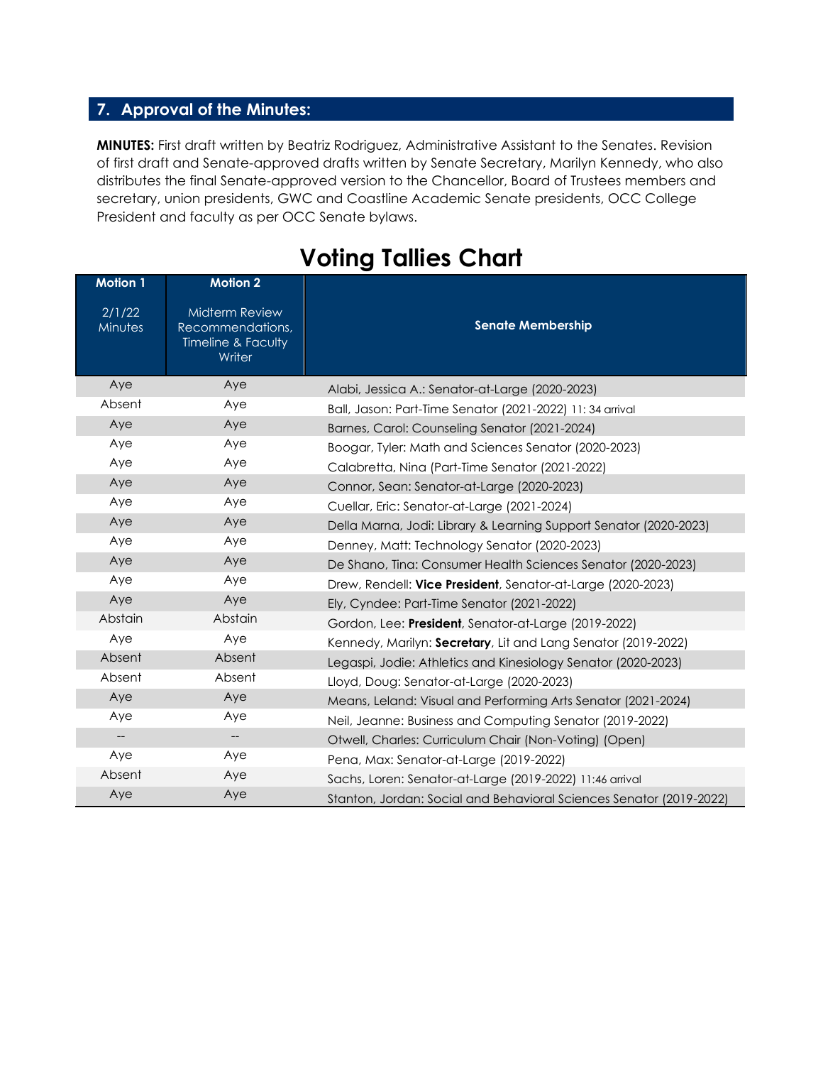## 7. Approval of the Minutes:

**MINUTES:** First draft written by Beatriz Rodriguez, Administrative Assistant to the Senates. Revision of first draft and Senate-approved drafts written by Senate Secretary, Marilyn Kennedy, who also distributes the final Senate-approved version to the Chancellor, Board of Trustees members and secretary, union presidents, GWC and Coastline Academic Senate presidents, OCC College President and faculty as per OCC Senate bylaws.

# Voting Tallies Chart

| **Motion 1**<br>2/1/22 Minutes | **Motion 2**<br>Midterm Review Recommendations, Timeline & Faculty Writer | **Senate Membership** |
|---|---|---|
| Aye | Aye | Alabi, Jessica A.: Senator-at-Large (2020-2023) |
| Absent | Aye | Ball, Jason: Part-Time Senator (2021-2022) 11: 34 arrival |
| Aye | Aye | Barnes, Carol: Counseling Senator (2021-2024) |
| Aye | Aye | Boogar, Tyler: Math and Sciences Senator (2020-2023) |
| Aye | Aye | Calabretta, Nina (Part-Time Senator (2021-2022) |
| Aye | Aye | Connor, Sean: Senator-at-Large (2020-2023) |
| Aye | Aye | Cuellar, Eric: Senator-at-Large (2021-2024) |
| Aye | Aye | Della Marna, Jodi: Library & Learning Support Senator (2020-2023) |
| Aye | Aye | Denney, Matt: Technology Senator (2020-2023) |
| Aye | Aye | De Shano, Tina: Consumer Health Sciences Senator (2020-2023) |
| Aye | Aye | Drew, Rendell: **Vice President**, Senator-at-Large (2020-2023) |
| Aye | Aye | Ely, Cyndee: Part-Time Senator (2021-2022) |
| Abstain | Abstain | Gordon, Lee: **President**, Senator-at-Large (2019-2022) |
| Aye | Aye | Kennedy, Marilyn: **Secretary**, Lit and Lang Senator (2019-2022) |
| Absent | Absent | Legaspi, Jodie: Athletics and Kinesiology Senator (2020-2023) |
| Absent | Absent | Lloyd, Doug: Senator-at-Large (2020-2023) |
| Aye | Aye | Means, Leland: Visual and Performing Arts Senator (2021-2024) |
| Aye | Aye | Neil, Jeanne: Business and Computing Senator (2019-2022) |
| -- | -- | Otwell, Charles: Curriculum Chair (Non-Voting) (Open) |
| Aye | Aye | Pena, Max: Senator-at-Large (2019-2022) |
| Absent | Aye | Sachs, Loren: Senator-at-Large (2019-2022) 11:46 arrival |
| Aye | Aye | Stanton, Jordan: Social and Behavioral Sciences Senator (2019-2022) |